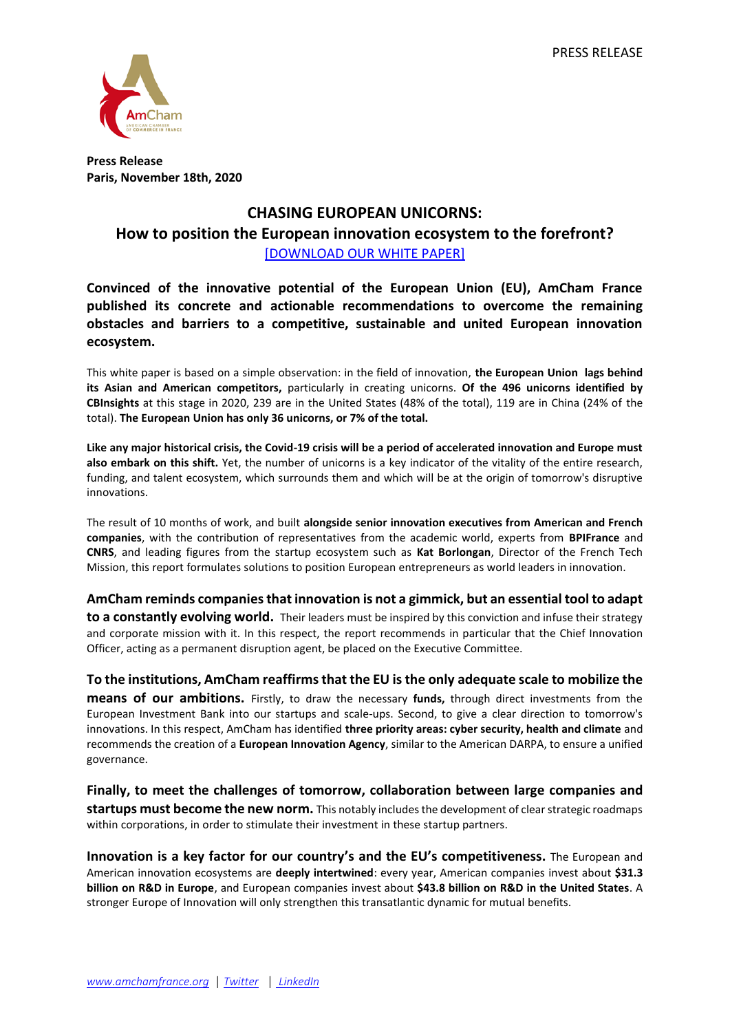PRESS RELEASE

**Press Release**
**Paris, November 18th, 2020**

# CHASING EUROPEAN UNICORNS:
## How to position the European innovation ecosystem to the forefront?

[DOWNLOAD OUR WHITE PAPER]

**Convinced of the innovative potential of the European Union (EU), AmCham France published its concrete and actionable recommendations to overcome the remaining obstacles and barriers to a competitive, sustainable and united European innovation ecosystem.**

This white paper is based on a simple observation: in the field of innovation, **the European Union lags behind its Asian and American competitors,** particularly in creating unicorns. **Of the 496 unicorns identified by CBInsights** at this stage in 2020, 239 are in the United States (48% of the total), 119 are in China (24% of the total). **The European Union has only 36 unicorns, or 7% of the total.**

**Like any major historical crisis, the Covid-19 crisis will be a period of accelerated innovation and Europe must also embark on this shift.** Yet, the number of unicorns is a key indicator of the vitality of the entire research, funding, and talent ecosystem, which surrounds them and which will be at the origin of tomorrow's disruptive innovations.

The result of 10 months of work, and built **alongside senior innovation executives from American and French companies**, with the contribution of representatives from the academic world, experts from **BPIFrance** and **CNRS**, and leading figures from the startup ecosystem such as **Kat Borlongan**, Director of the French Tech Mission, this report formulates solutions to position European entrepreneurs as world leaders in innovation.

**AmCham reminds companies that innovation is not a gimmick, but an essential tool to adapt to a constantly evolving world.** Their leaders must be inspired by this conviction and infuse their strategy and corporate mission with it. In this respect, the report recommends in particular that the Chief Innovation Officer, acting as a permanent disruption agent, be placed on the Executive Committee.

**To the institutions, AmCham reaffirms that the EU is the only adequate scale to mobilize the means of our ambitions.** Firstly, to draw the necessary **funds,** through direct investments from the European Investment Bank into our startups and scale-ups. Second, to give a clear direction to tomorrow's innovations. In this respect, AmCham has identified **three priority areas: cyber security, health and climate** and recommends the creation of a **European Innovation Agency**, similar to the American DARPA, to ensure a unified governance.

**Finally, to meet the challenges of tomorrow, collaboration between large companies and startups must become the new norm.** This notably includes the development of clear strategic roadmaps within corporations, in order to stimulate their investment in these startup partners.

**Innovation is a key factor for our country's and the EU's competitiveness.** The European and American innovation ecosystems are **deeply intertwined**: every year, American companies invest about **$31.3 billion on R&D in Europe**, and European companies invest about **$43.8 billion on R&D in the United States**. A stronger Europe of Innovation will only strengthen this transatlantic dynamic for mutual benefits.

*www.amchamfrance.org* | *Twitter* | *LinkedIn*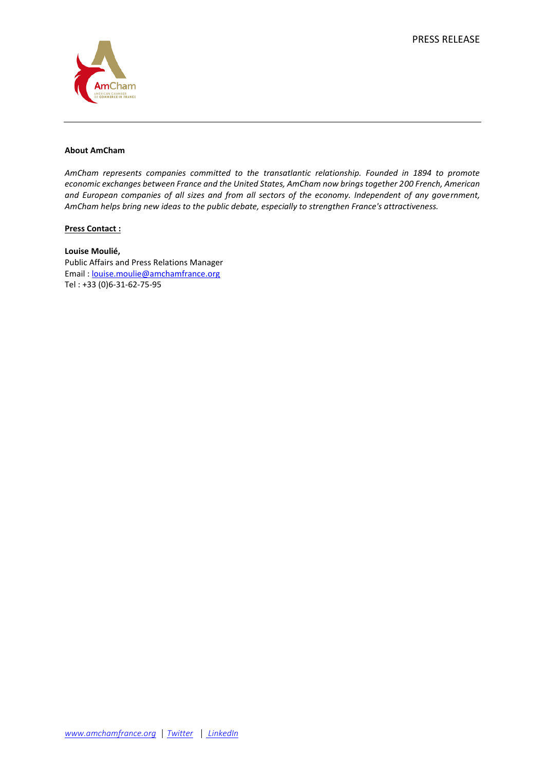**About AmCham**

*AmCham represents companies committed to the transatlantic relationship. Founded in 1894 to promote economic exchanges between France and the United States, AmCham now brings together 200 French, American and European companies of all sizes and from all sectors of the economy. Independent of any government, AmCham helps bring new ideas to the public debate, especially to strengthen France's attractiveness.*

**Press Contact :**

**Louise Moulié,**
Public Affairs and Press Relations Manager
Email : louise.moulie@amchamfrance.org
Tel : +33 (0)6-31-62-75-95

*www.amchamfrance.org* | *Twitter* | *LinkedIn*